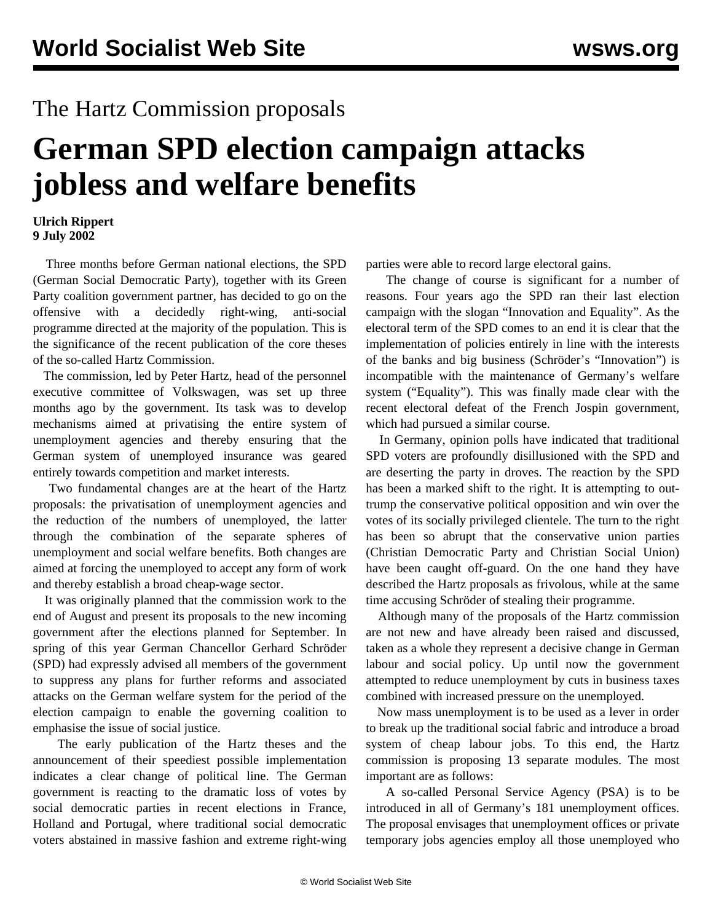# The Hartz Commission proposals

# German SPD election campaign attacks jobless and welfare benefits

**Ulrich Rippert**
**9 July 2002**

Three months before German national elections, the SPD (German Social Democratic Party), together with its Green Party coalition government partner, has decided to go on the offensive with a decidedly right-wing, anti-social programme directed at the majority of the population. This is the significance of the recent publication of the core theses of the so-called Hartz Commission.

The commission, led by Peter Hartz, head of the personnel executive committee of Volkswagen, was set up three months ago by the government. Its task was to develop mechanisms aimed at privatising the entire system of unemployment agencies and thereby ensuring that the German system of unemployed insurance was geared entirely towards competition and market interests.

Two fundamental changes are at the heart of the Hartz proposals: the privatisation of unemployment agencies and the reduction of the numbers of unemployed, the latter through the combination of the separate spheres of unemployment and social welfare benefits. Both changes are aimed at forcing the unemployed to accept any form of work and thereby establish a broad cheap-wage sector.

It was originally planned that the commission work to the end of August and present its proposals to the new incoming government after the elections planned for September. In spring of this year German Chancellor Gerhard Schröder (SPD) had expressly advised all members of the government to suppress any plans for further reforms and associated attacks on the German welfare system for the period of the election campaign to enable the governing coalition to emphasise the issue of social justice.

The early publication of the Hartz theses and the announcement of their speediest possible implementation indicates a clear change of political line. The German government is reacting to the dramatic loss of votes by social democratic parties in recent elections in France, Holland and Portugal, where traditional social democratic voters abstained in massive fashion and extreme right-wing parties were able to record large electoral gains.

The change of course is significant for a number of reasons. Four years ago the SPD ran their last election campaign with the slogan "Innovation and Equality". As the electoral term of the SPD comes to an end it is clear that the implementation of policies entirely in line with the interests of the banks and big business (Schröder's "Innovation") is incompatible with the maintenance of Germany's welfare system ("Equality"). This was finally made clear with the recent electoral defeat of the French Jospin government, which had pursued a similar course.

In Germany, opinion polls have indicated that traditional SPD voters are profoundly disillusioned with the SPD and are deserting the party in droves. The reaction by the SPD has been a marked shift to the right. It is attempting to out-trump the conservative political opposition and win over the votes of its socially privileged clientele. The turn to the right has been so abrupt that the conservative union parties (Christian Democratic Party and Christian Social Union) have been caught off-guard. On the one hand they have described the Hartz proposals as frivolous, while at the same time accusing Schröder of stealing their programme.

Although many of the proposals of the Hartz commission are not new and have already been raised and discussed, taken as a whole they represent a decisive change in German labour and social policy. Up until now the government attempted to reduce unemployment by cuts in business taxes combined with increased pressure on the unemployed.

Now mass unemployment is to be used as a lever in order to break up the traditional social fabric and introduce a broad system of cheap labour jobs. To this end, the Hartz commission is proposing 13 separate modules. The most important are as follows:

A so-called Personal Service Agency (PSA) is to be introduced in all of Germany's 181 unemployment offices. The proposal envisages that unemployment offices or private temporary jobs agencies employ all those unemployed who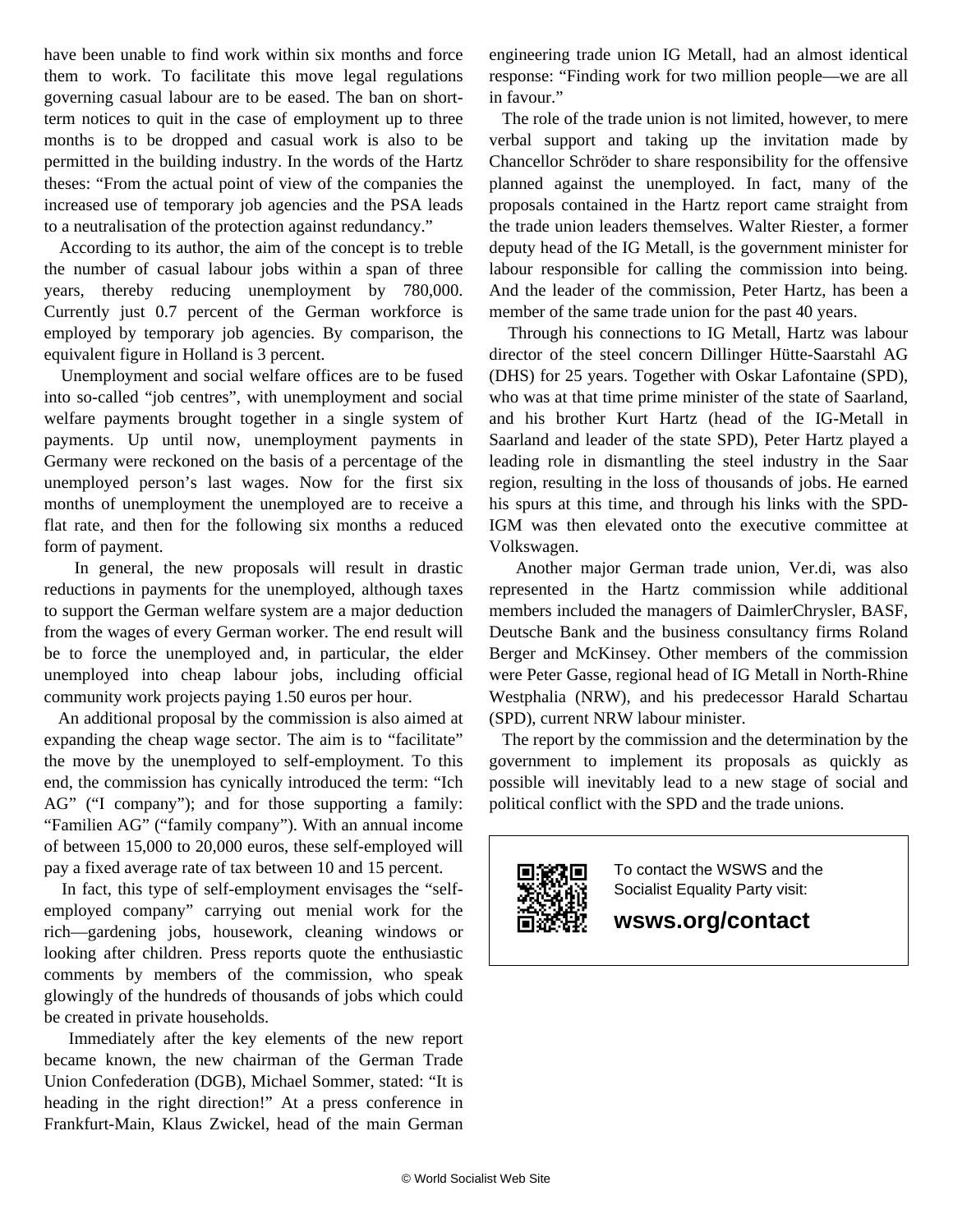have been unable to find work within six months and force them to work. To facilitate this move legal regulations governing casual labour are to be eased. The ban on short-term notices to quit in the case of employment up to three months is to be dropped and casual work is also to be permitted in the building industry. In the words of the Hartz theses: “From the actual point of view of the companies the increased use of temporary job agencies and the PSA leads to a neutralisation of the protection against redundancy.”

According to its author, the aim of the concept is to treble the number of casual labour jobs within a span of three years, thereby reducing unemployment by 780,000. Currently just 0.7 percent of the German workforce is employed by temporary job agencies. By comparison, the equivalent figure in Holland is 3 percent.

Unemployment and social welfare offices are to be fused into so-called “job centres”, with unemployment and social welfare payments brought together in a single system of payments. Up until now, unemployment payments in Germany were reckoned on the basis of a percentage of the unemployed person’s last wages. Now for the first six months of unemployment the unemployed are to receive a flat rate, and then for the following six months a reduced form of payment.

In general, the new proposals will result in drastic reductions in payments for the unemployed, although taxes to support the German welfare system are a major deduction from the wages of every German worker. The end result will be to force the unemployed and, in particular, the elder unemployed into cheap labour jobs, including official community work projects paying 1.50 euros per hour.

An additional proposal by the commission is also aimed at expanding the cheap wage sector. The aim is to “facilitate” the move by the unemployed to self-employment. To this end, the commission has cynically introduced the term: “Ich AG” (“I company”); and for those supporting a family: “Familien AG” (“family company”). With an annual income of between 15,000 to 20,000 euros, these self-employed will pay a fixed average rate of tax between 10 and 15 percent.

In fact, this type of self-employment envisages the “self-employed company” carrying out menial work for the rich—gardening jobs, housework, cleaning windows or looking after children. Press reports quote the enthusiastic comments by members of the commission, who speak glowingly of the hundreds of thousands of jobs which could be created in private households.

Immediately after the key elements of the new report became known, the new chairman of the German Trade Union Confederation (DGB), Michael Sommer, stated: “It is heading in the right direction!” At a press conference in Frankfurt-Main, Klaus Zwickel, head of the main German engineering trade union IG Metall, had an almost identical response: “Finding work for two million people—we are all in favour.”

The role of the trade union is not limited, however, to mere verbal support and taking up the invitation made by Chancellor Schröder to share responsibility for the offensive planned against the unemployed. In fact, many of the proposals contained in the Hartz report came straight from the trade union leaders themselves. Walter Riester, a former deputy head of the IG Metall, is the government minister for labour responsible for calling the commission into being. And the leader of the commission, Peter Hartz, has been a member of the same trade union for the past 40 years.

Through his connections to IG Metall, Hartz was labour director of the steel concern Dillinger Hütte-Saarstahl AG (DHS) for 25 years. Together with Oskar Lafontaine (SPD), who was at that time prime minister of the state of Saarland, and his brother Kurt Hartz (head of the IG-Metall in Saarland and leader of the state SPD), Peter Hartz played a leading role in dismantling the steel industry in the Saar region, resulting in the loss of thousands of jobs. He earned his spurs at this time, and through his links with the SPD-IGM was then elevated onto the executive committee at Volkswagen.

Another major German trade union, Ver.di, was also represented in the Hartz commission while additional members included the managers of DaimlerChrysler, BASF, Deutsche Bank and the business consultancy firms Roland Berger and McKinsey. Other members of the commission were Peter Gasse, regional head of IG Metall in North-Rhine Westphalia (NRW), and his predecessor Harald Schartau (SPD), current NRW labour minister.

The report by the commission and the determination by the government to implement its proposals as quickly as possible will inevitably lead to a new stage of social and political conflict with the SPD and the trade unions.

To contact the WSWS and the Socialist Equality Party visit:

**wsws.org/contact**